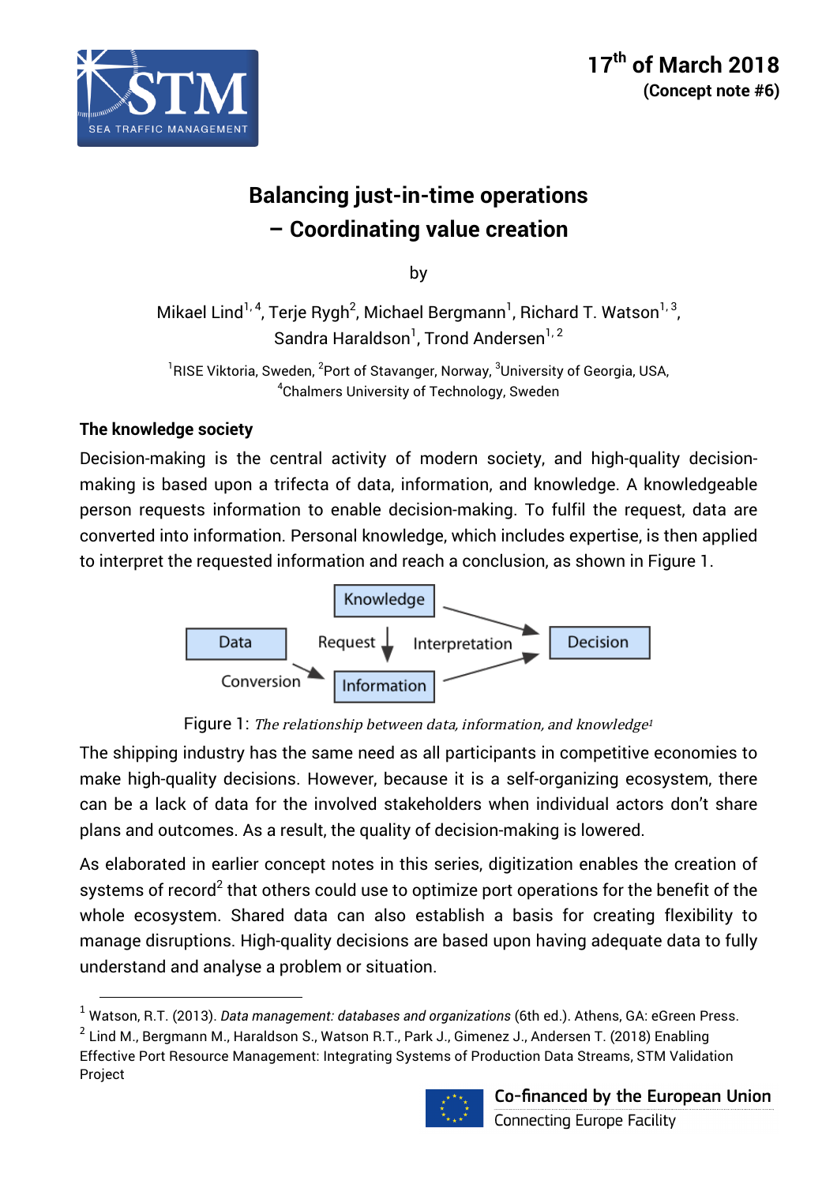17th of March 2018
**(Concept note #6)**

# Balancing just-in-time operations – Coordinating value creation

by

Mikael Lind[1,4], Terje Rygh[2], Michael Bergmann[1], Richard T. Watson[1,3], Sandra Haraldson[1], Trond Andersen[1,2]

[1]RISE Viktoria, Sweden, [2]Port of Stavanger, Norway, [3]University of Georgia, USA, [4]Chalmers University of Technology, Sweden

## The knowledge society

Decision-making is the central activity of modern society, and high-quality decision-making is based upon a trifecta of data, information, and knowledge. A knowledgeable person requests information to enable decision-making. To fulfil the request, data are converted into information. Personal knowledge, which includes expertise, is then applied to interpret the requested information and reach a conclusion, as shown in Figure 1.

Knowledge — Request → Information; Data — Conversion → Information; Knowledge, Information — Interpretation → Decision

Figure 1: *The relationship between data, information, and knowledge*[1]

The shipping industry has the same need as all participants in competitive economies to make high-quality decisions. However, because it is a self-organizing ecosystem, there can be a lack of data for the involved stakeholders when individual actors don't share plans and outcomes. As a result, the quality of decision-making is lowered.

As elaborated in earlier concept notes in this series, digitization enables the creation of systems of record[2] that others could use to optimize port operations for the benefit of the whole ecosystem. Shared data can also establish a basis for creating flexibility to manage disruptions. High-quality decisions are based upon having adequate data to fully understand and analyse a problem or situation.

---

[1] Watson, R.T. (2013). *Data management: databases and organizations* (6th ed.). Athens, GA: eGreen Press.

[2] Lind M., Bergmann M., Haraldson S., Watson R.T., Park J., Gimenez J., Andersen T. (2018) Enabling Effective Port Resource Management: Integrating Systems of Production Data Streams, STM Validation Project

Co-financed by the European Union
Connecting Europe Facility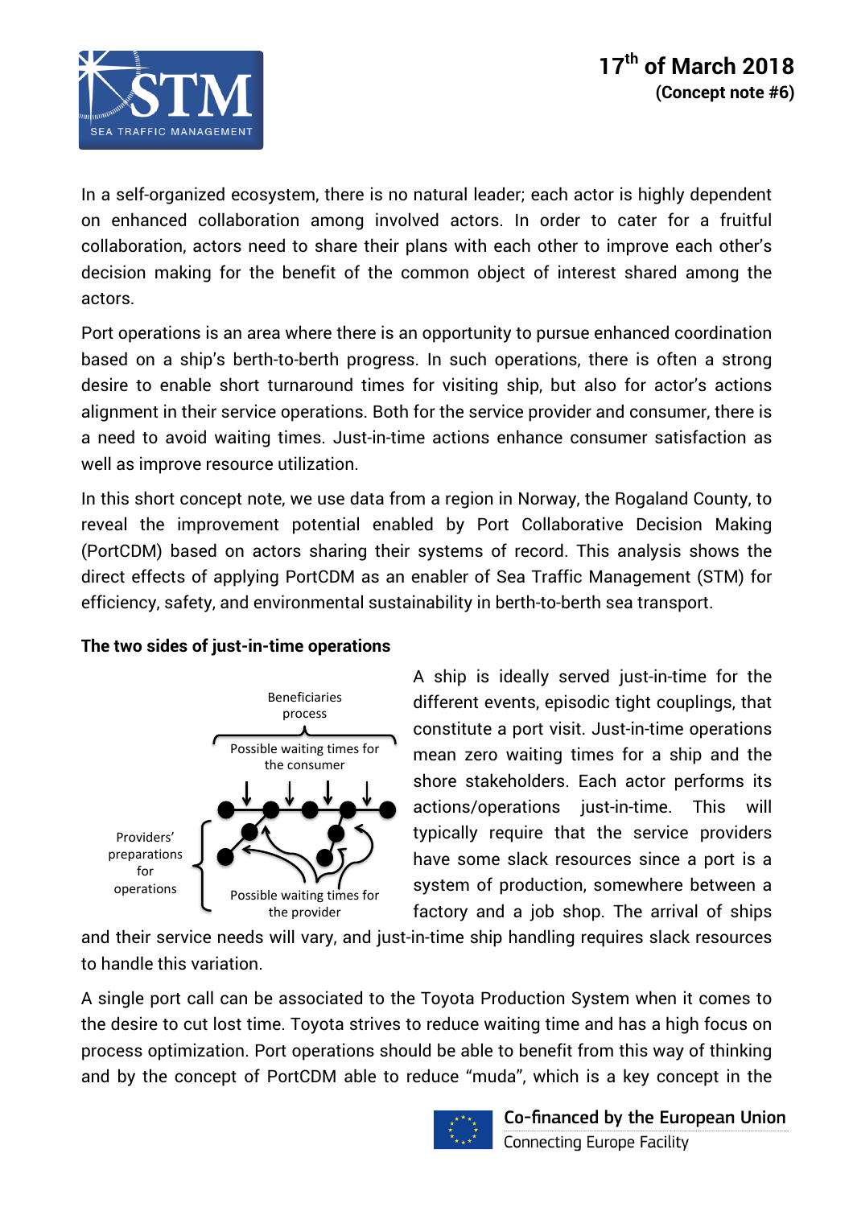In a self-organized ecosystem, there is no natural leader; each actor is highly dependent on enhanced collaboration among involved actors. In order to cater for a fruitful collaboration, actors need to share their plans with each other to improve each other's decision making for the benefit of the common object of interest shared among the actors.

Port operations is an area where there is an opportunity to pursue enhanced coordination based on a ship's berth-to-berth progress. In such operations, there is often a strong desire to enable short turnaround times for visiting ship, but also for actor's actions alignment in their service operations. Both for the service provider and consumer, there is a need to avoid waiting times. Just-in-time actions enhance consumer satisfaction as well as improve resource utilization.

In this short concept note, we use data from a region in Norway, the Rogaland County, to reveal the improvement potential enabled by Port Collaborative Decision Making (PortCDM) based on actors sharing their systems of record. This analysis shows the direct effects of applying PortCDM as an enabler of Sea Traffic Management (STM) for efficiency, safety, and environmental sustainability in berth-to-berth sea transport.

**The two sides of just-in-time operations**

Beneficiaries process

Possible waiting times for the consumer

Providers' preparations for operations

Possible waiting times for the provider

A ship is ideally served just-in-time for the different events, episodic tight couplings, that constitute a port visit. Just-in-time operations mean zero waiting times for a ship and the shore stakeholders. Each actor performs its actions/operations just-in-time. This will typically require that the service providers have some slack resources since a port is a system of production, somewhere between a factory and a job shop. The arrival of ships and their service needs will vary, and just-in-time ship handling requires slack resources to handle this variation.

A single port call can be associated to the Toyota Production System when it comes to the desire to cut lost time. Toyota strives to reduce waiting time and has a high focus on process optimization. Port operations should be able to benefit from this way of thinking and by the concept of PortCDM able to reduce "muda", which is a key concept in the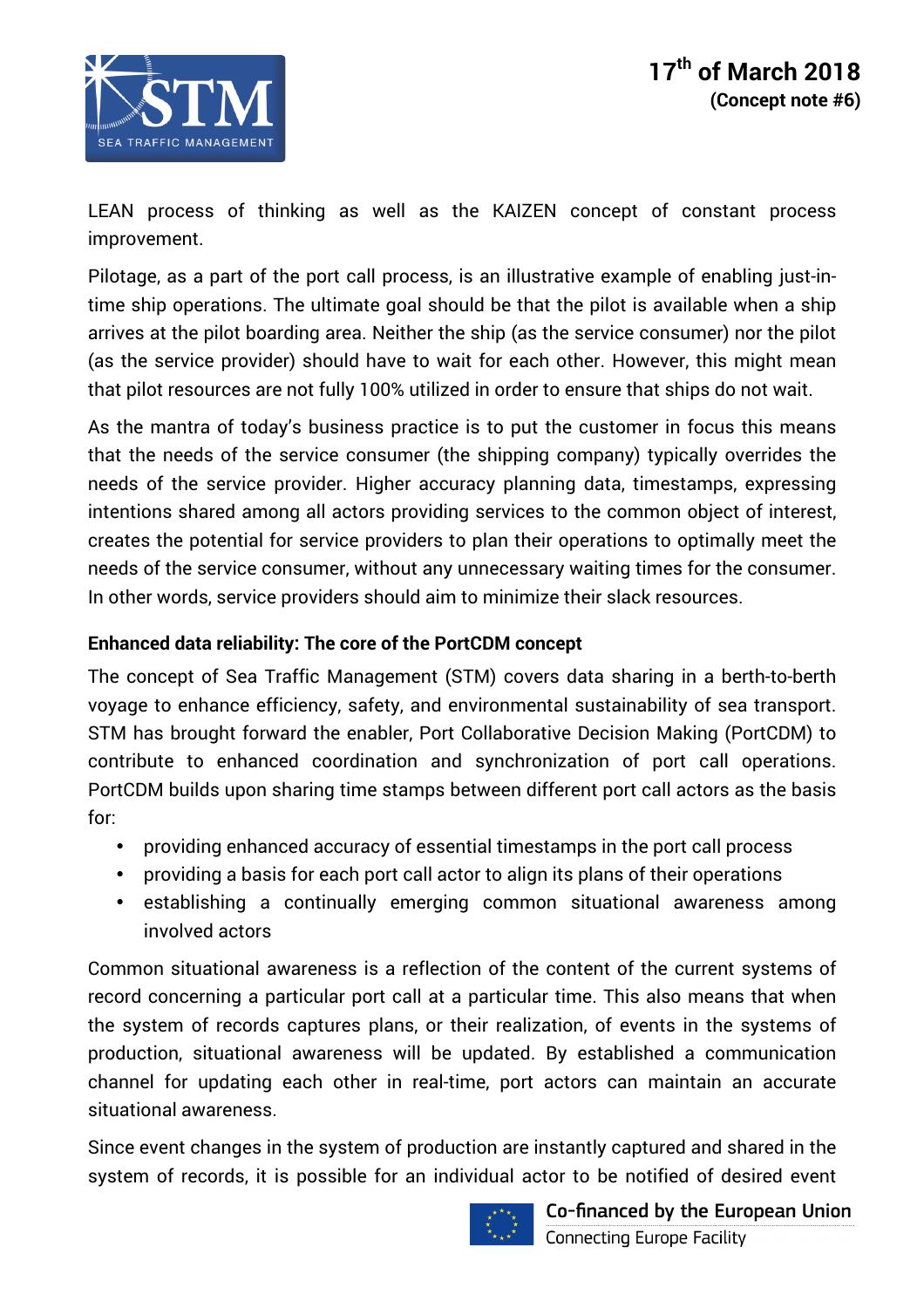LEAN process of thinking as well as the KAIZEN concept of constant process improvement.

Pilotage, as a part of the port call process, is an illustrative example of enabling just-in-time ship operations. The ultimate goal should be that the pilot is available when a ship arrives at the pilot boarding area. Neither the ship (as the service consumer) nor the pilot (as the service provider) should have to wait for each other. However, this might mean that pilot resources are not fully 100% utilized in order to ensure that ships do not wait.

As the mantra of today's business practice is to put the customer in focus this means that the needs of the service consumer (the shipping company) typically overrides the needs of the service provider. Higher accuracy planning data, timestamps, expressing intentions shared among all actors providing services to the common object of interest, creates the potential for service providers to plan their operations to optimally meet the needs of the service consumer, without any unnecessary waiting times for the consumer. In other words, service providers should aim to minimize their slack resources.

**Enhanced data reliability: The core of the PortCDM concept**

The concept of Sea Traffic Management (STM) covers data sharing in a berth-to-berth voyage to enhance efficiency, safety, and environmental sustainability of sea transport. STM has brought forward the enabler, Port Collaborative Decision Making (PortCDM) to contribute to enhanced coordination and synchronization of port call operations. PortCDM builds upon sharing time stamps between different port call actors as the basis for:

- providing enhanced accuracy of essential timestamps in the port call process
- providing a basis for each port call actor to align its plans of their operations
- establishing a continually emerging common situational awareness among involved actors

Common situational awareness is a reflection of the content of the current systems of record concerning a particular port call at a particular time. This also means that when the system of records captures plans, or their realization, of events in the systems of production, situational awareness will be updated. By established a communication channel for updating each other in real-time, port actors can maintain an accurate situational awareness.

Since event changes in the system of production are instantly captured and shared in the system of records, it is possible for an individual actor to be notified of desired event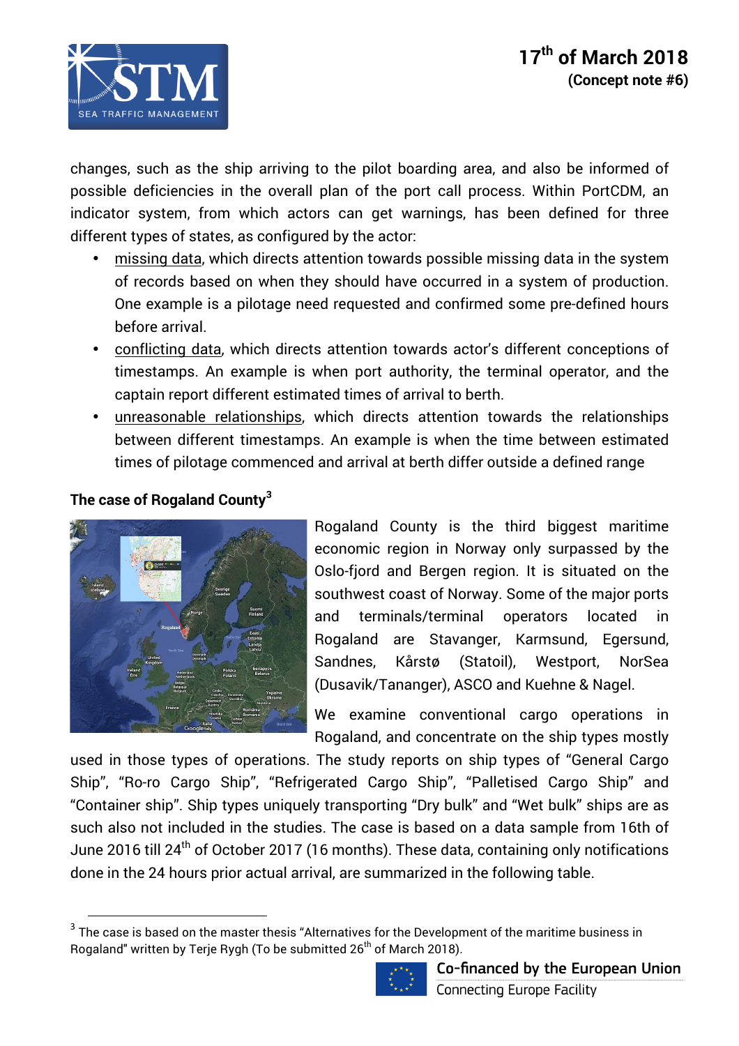changes, such as the ship arriving to the pilot boarding area, and also be informed of possible deficiencies in the overall plan of the port call process. Within PortCDM, an indicator system, from which actors can get warnings, has been defined for three different types of states, as configured by the actor:

- missing data, which directs attention towards possible missing data in the system of records based on when they should have occurred in a system of production. One example is a pilotage need requested and confirmed some pre-defined hours before arrival.
- conflicting data, which directs attention towards actor's different conceptions of timestamps. An example is when port authority, the terminal operator, and the captain report different estimated times of arrival to berth.
- unreasonable relationships, which directs attention towards the relationships between different timestamps. An example is when the time between estimated times of pilotage commenced and arrival at berth differ outside a defined range

### The case of Rogaland County[3]

Rogaland County is the third biggest maritime economic region in Norway only surpassed by the Oslo-fjord and Bergen region. It is situated on the southwest coast of Norway. Some of the major ports and terminals/terminal operators located in Rogaland are Stavanger, Karmsund, Egersund, Sandnes, Kårstø (Statoil), Westport, NorSea (Dusavik/Tananger), ASCO and Kuehne & Nagel.

We examine conventional cargo operations in Rogaland, and concentrate on the ship types mostly used in those types of operations. The study reports on ship types of "General Cargo Ship", "Ro-ro Cargo Ship", "Refrigerated Cargo Ship", "Palletised Cargo Ship" and "Container ship". Ship types uniquely transporting "Dry bulk" and "Wet bulk" ships are as such also not included in the studies. The case is based on a data sample from 16th of June 2016 till 24th of October 2017 (16 months). These data, containing only notifications done in the 24 hours prior actual arrival, are summarized in the following table.

---

[3] The case is based on the master thesis "Alternatives for the Development of the maritime business in Rogaland" written by Terje Rygh (To be submitted 26th of March 2018).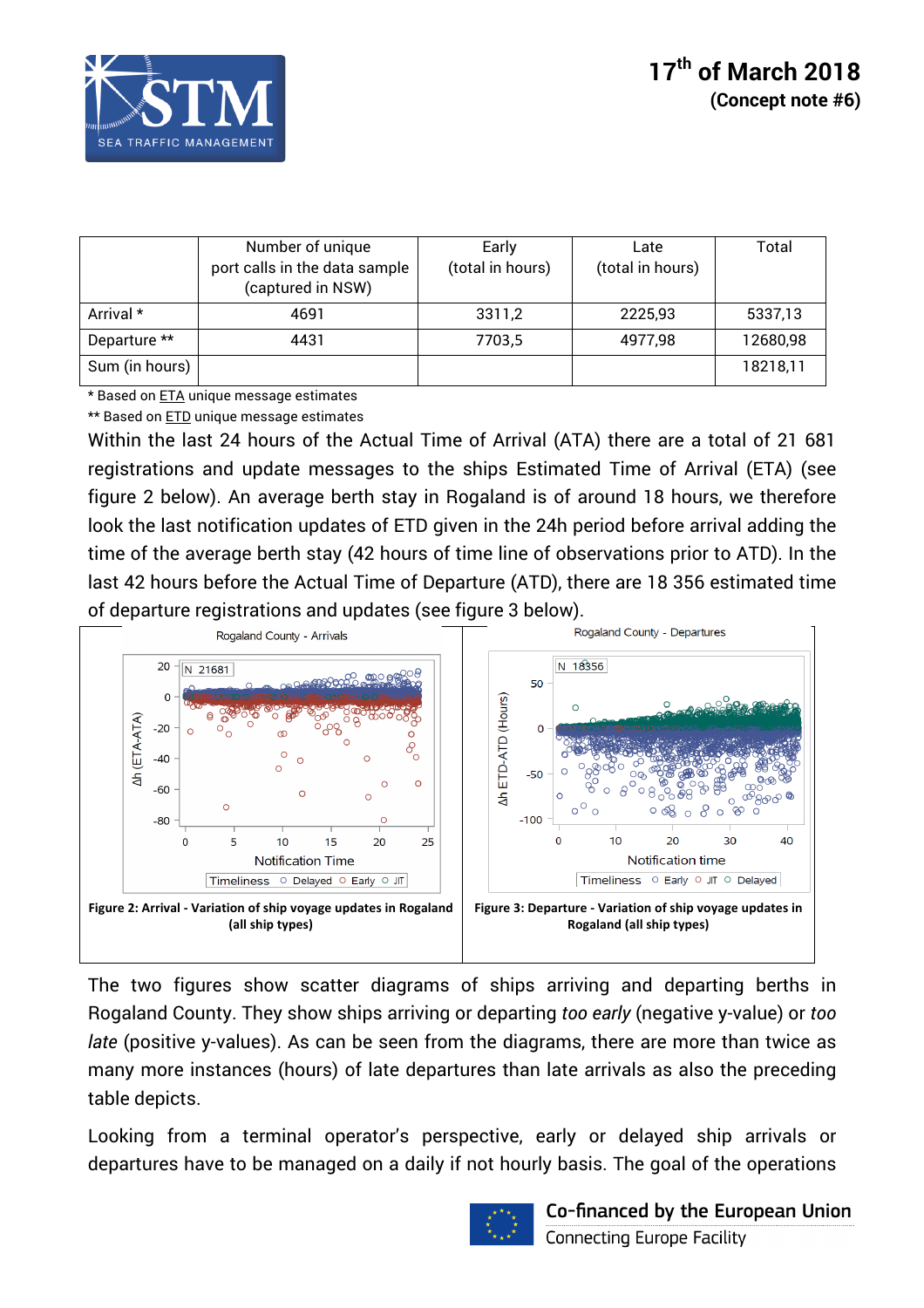|  | Number of unique port calls in the data sample (captured in NSW) | Early (total in hours) | Late (total in hours) | Total |
|---|---|---|---|---|
| Arrival * | 4691 | 3311,2 | 2225,93 | 5337,13 |
| Departure ** | 4431 | 7703,5 | 4977,98 | 12680,98 |
| Sum (in hours) |  |  |  | 18218,11 |

\* Based on ETA unique message estimates

\** Based on ETD unique message estimates

Within the last 24 hours of the Actual Time of Arrival (ATA) there are a total of 21 681 registrations and update messages to the ships Estimated Time of Arrival (ETA) (see figure 2 below). An average berth stay in Rogaland is of around 18 hours, we therefore look the last notification updates of ETD given in the 24h period before arrival adding the time of the average berth stay (42 hours of time line of observations prior to ATD). In the last 42 hours before the Actual Time of Departure (ATD), there are 18 356 estimated time of departure registrations and updates (see figure 3 below).

**Figure 2: Arrival - Variation of ship voyage updates in Rogaland (all ship types)**

**Figure 3: Departure - Variation of ship voyage updates in Rogaland (all ship types)**

The two figures show scatter diagrams of ships arriving and departing berths in Rogaland County. They show ships arriving or departing *too early* (negative y-value) or *too late* (positive y-values). As can be seen from the diagrams, there are more than twice as many more instances (hours) of late departures than late arrivals as also the preceding table depicts.

Looking from a terminal operator's perspective, early or delayed ship arrivals or departures have to be managed on a daily if not hourly basis. The goal of the operations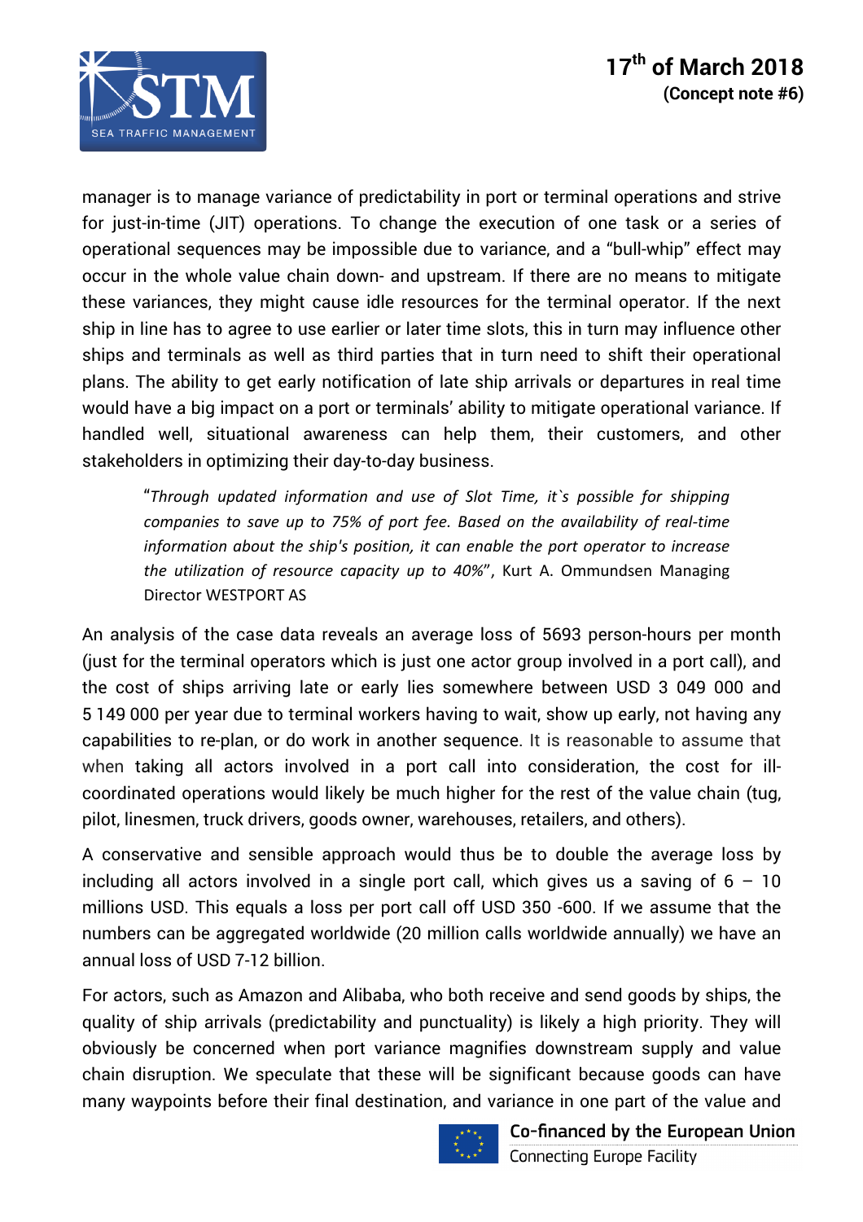manager is to manage variance of predictability in port or terminal operations and strive for just-in-time (JIT) operations. To change the execution of one task or a series of operational sequences may be impossible due to variance, and a "bull-whip" effect may occur in the whole value chain down- and upstream. If there are no means to mitigate these variances, they might cause idle resources for the terminal operator. If the next ship in line has to agree to use earlier or later time slots, this in turn may influence other ships and terminals as well as third parties that in turn need to shift their operational plans. The ability to get early notification of late ship arrivals or departures in real time would have a big impact on a port or terminals' ability to mitigate operational variance. If handled well, situational awareness can help them, their customers, and other stakeholders in optimizing their day-to-day business.

> "*Through updated information and use of Slot Time, it`s possible for shipping companies to save up to 75% of port fee. Based on the availability of real-time information about the ship's position, it can enable the port operator to increase the utilization of resource capacity up to 40%*", Kurt A. Ommundsen Managing Director WESTPORT AS

An analysis of the case data reveals an average loss of 5693 person-hours per month (just for the terminal operators which is just one actor group involved in a port call), and the cost of ships arriving late or early lies somewhere between USD 3 049 000 and 5 149 000 per year due to terminal workers having to wait, show up early, not having any capabilities to re-plan, or do work in another sequence. It is reasonable to assume that when taking all actors involved in a port call into consideration, the cost for ill-coordinated operations would likely be much higher for the rest of the value chain (tug, pilot, linesmen, truck drivers, goods owner, warehouses, retailers, and others).

A conservative and sensible approach would thus be to double the average loss by including all actors involved in a single port call, which gives us a saving of 6 – 10 millions USD. This equals a loss per port call off USD 350 -600. If we assume that the numbers can be aggregated worldwide (20 million calls worldwide annually) we have an annual loss of USD 7-12 billion.

For actors, such as Amazon and Alibaba, who both receive and send goods by ships, the quality of ship arrivals (predictability and punctuality) is likely a high priority. They will obviously be concerned when port variance magnifies downstream supply and value chain disruption. We speculate that these will be significant because goods can have many waypoints before their final destination, and variance in one part of the value and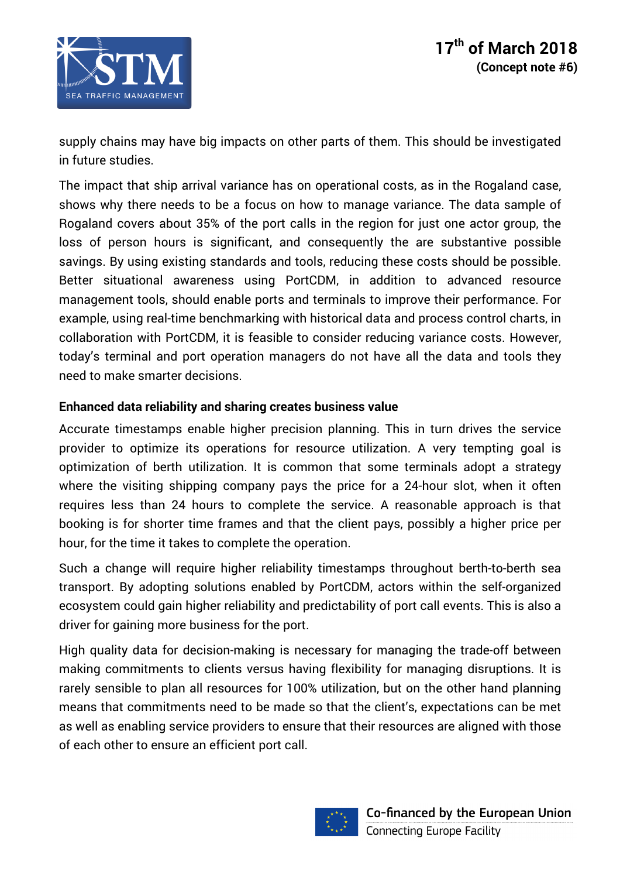supply chains may have big impacts on other parts of them. This should be investigated in future studies.

The impact that ship arrival variance has on operational costs, as in the Rogaland case, shows why there needs to be a focus on how to manage variance. The data sample of Rogaland covers about 35% of the port calls in the region for just one actor group, the loss of person hours is significant, and consequently the are substantive possible savings. By using existing standards and tools, reducing these costs should be possible. Better situational awareness using PortCDM, in addition to advanced resource management tools, should enable ports and terminals to improve their performance. For example, using real-time benchmarking with historical data and process control charts, in collaboration with PortCDM, it is feasible to consider reducing variance costs. However, today's terminal and port operation managers do not have all the data and tools they need to make smarter decisions.

**Enhanced data reliability and sharing creates business value**

Accurate timestamps enable higher precision planning. This in turn drives the service provider to optimize its operations for resource utilization. A very tempting goal is optimization of berth utilization. It is common that some terminals adopt a strategy where the visiting shipping company pays the price for a 24-hour slot, when it often requires less than 24 hours to complete the service. A reasonable approach is that booking is for shorter time frames and that the client pays, possibly a higher price per hour, for the time it takes to complete the operation.

Such a change will require higher reliability timestamps throughout berth-to-berth sea transport. By adopting solutions enabled by PortCDM, actors within the self-organized ecosystem could gain higher reliability and predictability of port call events. This is also a driver for gaining more business for the port.

High quality data for decision-making is necessary for managing the trade-off between making commitments to clients versus having flexibility for managing disruptions. It is rarely sensible to plan all resources for 100% utilization, but on the other hand planning means that commitments need to be made so that the client's, expectations can be met as well as enabling service providers to ensure that their resources are aligned with those of each other to ensure an efficient port call.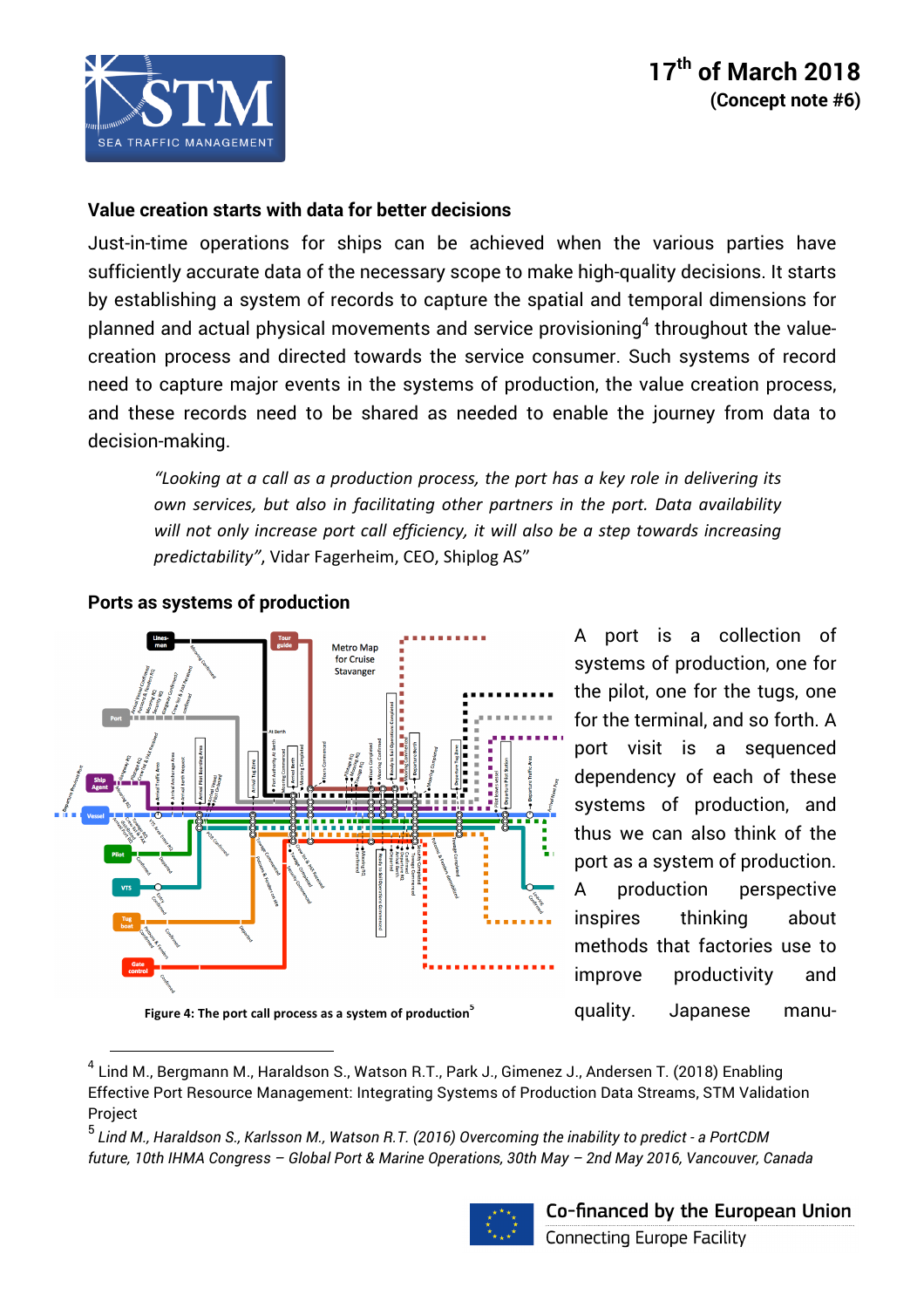## Value creation starts with data for better decisions

Just-in-time operations for ships can be achieved when the various parties have sufficiently accurate data of the necessary scope to make high-quality decisions. It starts by establishing a system of records to capture the spatial and temporal dimensions for planned and actual physical movements and service provisioning[4] throughout the value-creation process and directed towards the service consumer. Such systems of record need to capture major events in the systems of production, the value creation process, and these records need to be shared as needed to enable the journey from data to decision-making.

> *"Looking at a call as a production process, the port has a key role in delivering its own services, but also in facilitating other partners in the port. Data availability will not only increase port call efficiency, it will also be a step towards increasing predictability"*, Vidar Fagerheim, CEO, Shiplog AS"

## Ports as systems of production

Figure 4: The port call process as a system of production[5]

A port is a collection of systems of production, one for the pilot, one for the tugs, one for the terminal, and so forth. A port visit is a sequenced dependency of each of these systems of production, and thus we can also think of the port as a system of production. A production perspective inspires thinking about methods that factories use to improve productivity and quality. Japanese manu-

---

[4] Lind M., Bergmann M., Haraldson S., Watson R.T., Park J., Gimenez J., Andersen T. (2018) Enabling Effective Port Resource Management: Integrating Systems of Production Data Streams, STM Validation Project

[5] *Lind M., Haraldson S., Karlsson M., Watson R.T. (2016) Overcoming the inability to predict - a PortCDM future, 10th IHMA Congress – Global Port & Marine Operations, 30th May – 2nd May 2016, Vancouver, Canada*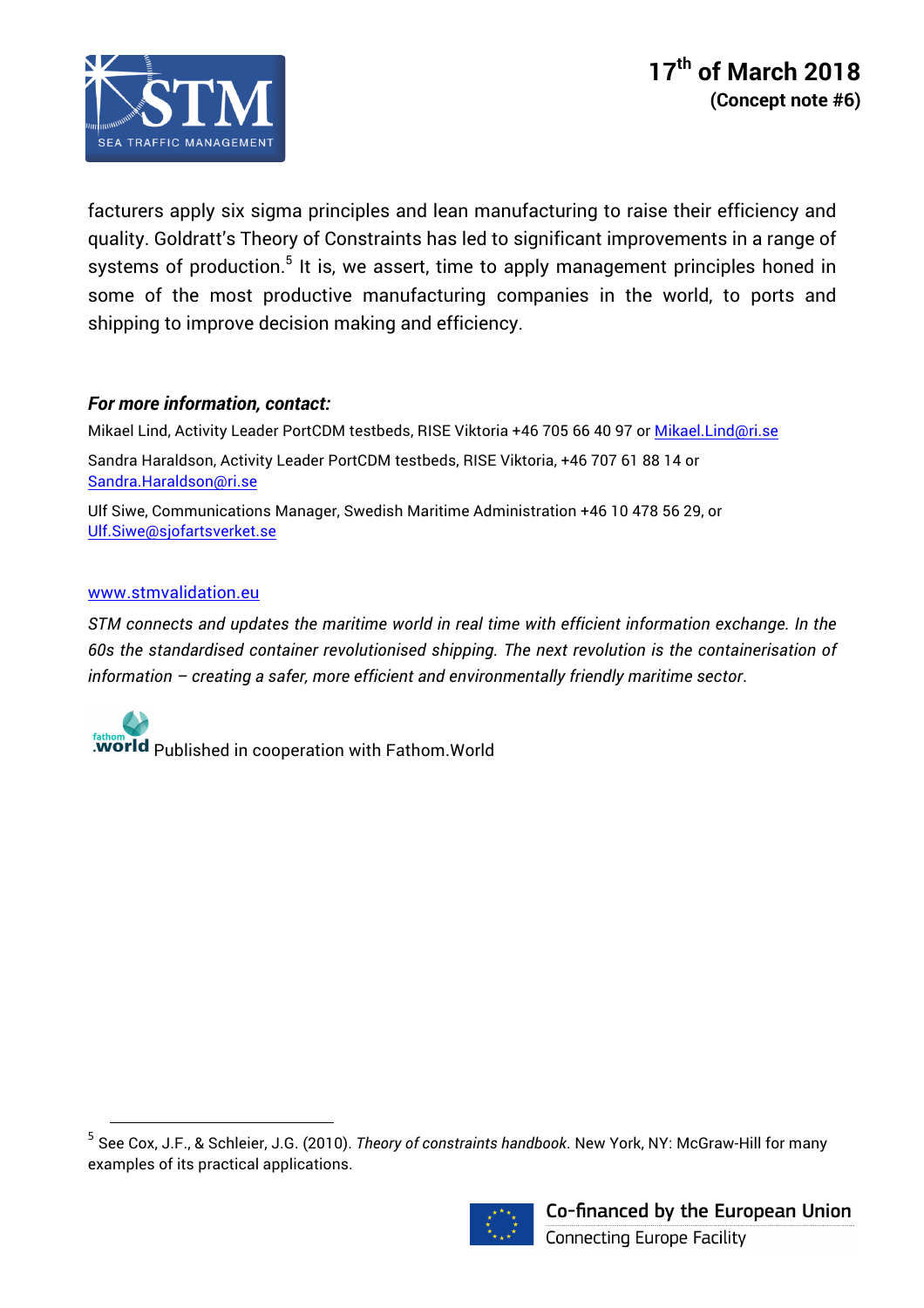facturers apply six sigma principles and lean manufacturing to raise their efficiency and quality. Goldratt's Theory of Constraints has led to significant improvements in a range of systems of production.[5] It is, we assert, time to apply management principles honed in some of the most productive manufacturing companies in the world, to ports and shipping to improve decision making and efficiency.

***For more information, contact:***

Mikael Lind, Activity Leader PortCDM testbeds, RISE Viktoria +46 705 66 40 97 or Mikael.Lind@ri.se

Sandra Haraldson, Activity Leader PortCDM testbeds, RISE Viktoria, +46 707 61 88 14 or Sandra.Haraldson@ri.se

Ulf Siwe, Communications Manager, Swedish Maritime Administration +46 10 478 56 29, or Ulf.Siwe@sjofartsverket.se

www.stmvalidation.eu

*STM connects and updates the maritime world in real time with efficient information exchange. In the 60s the standardised container revolutionised shipping. The next revolution is the containerisation of information – creating a safer, more efficient and environmentally friendly maritime sector*.

Published in cooperation with Fathom.World

---

[5] See Cox, J.F., & Schleier, J.G. (2010). *Theory of constraints handbook*. New York, NY: McGraw-Hill for many examples of its practical applications.

Co-financed by the European Union
Connecting Europe Facility